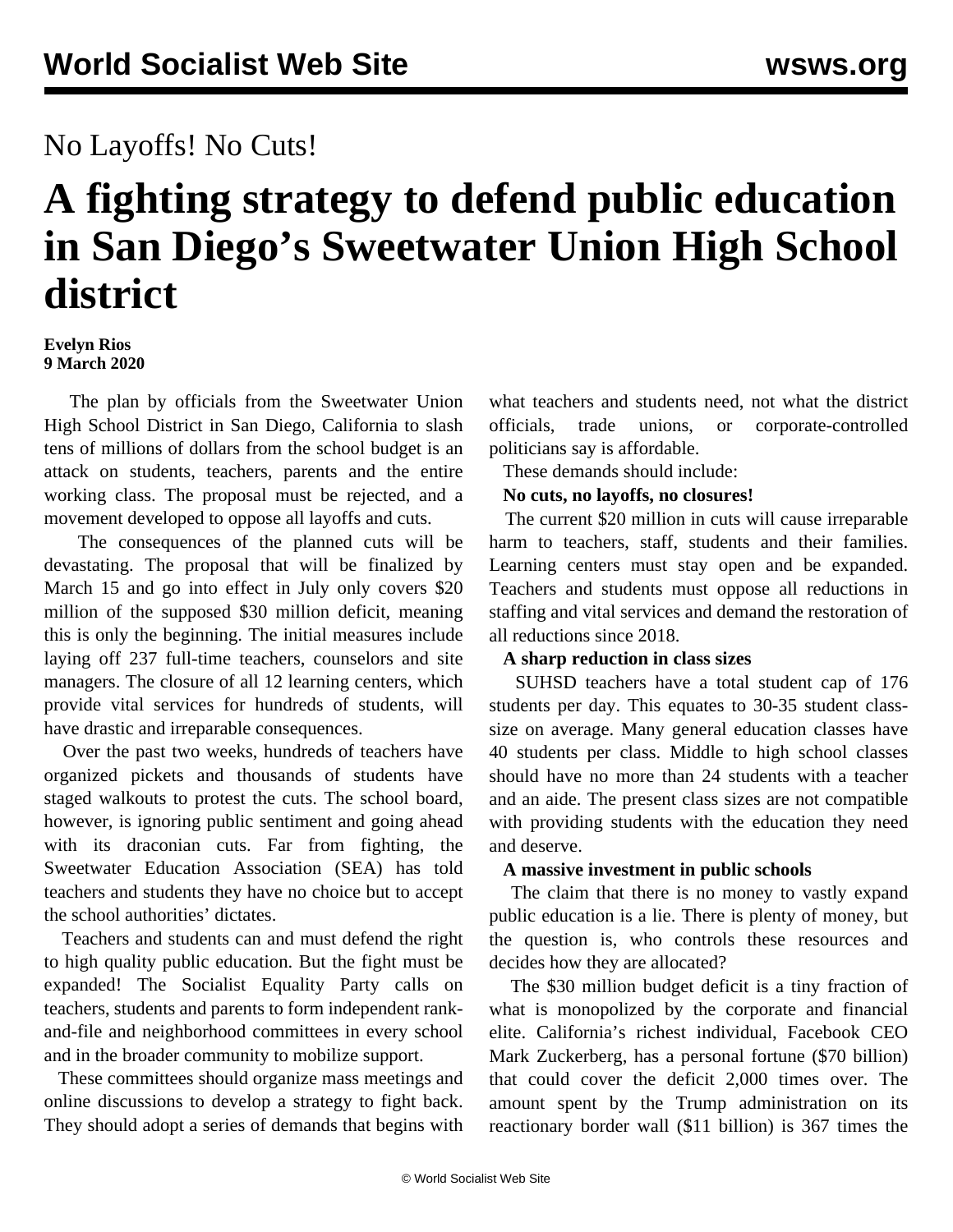No Layoffs! No Cuts!

# A fighting strategy to defend public education in San Diego's Sweetwater Union High School district

**Evelyn Rios**
**9 March 2020**

The plan by officials from the Sweetwater Union High School District in San Diego, California to slash tens of millions of dollars from the school budget is an attack on students, teachers, parents and the entire working class. The proposal must be rejected, and a movement developed to oppose all layoffs and cuts.

The consequences of the planned cuts will be devastating. The proposal that will be finalized by March 15 and go into effect in July only covers $20 million of the supposed $30 million deficit, meaning this is only the beginning. The initial measures include laying off 237 full-time teachers, counselors and site managers. The closure of all 12 learning centers, which provide vital services for hundreds of students, will have drastic and irreparable consequences.

Over the past two weeks, hundreds of teachers have organized pickets and thousands of students have staged walkouts to protest the cuts. The school board, however, is ignoring public sentiment and going ahead with its draconian cuts. Far from fighting, the Sweetwater Education Association (SEA) has told teachers and students they have no choice but to accept the school authorities' dictates.

Teachers and students can and must defend the right to high quality public education. But the fight must be expanded! The Socialist Equality Party calls on teachers, students and parents to form independent rank-and-file and neighborhood committees in every school and in the broader community to mobilize support.

These committees should organize mass meetings and online discussions to develop a strategy to fight back. They should adopt a series of demands that begins with what teachers and students need, not what the district officials, trade unions, or corporate-controlled politicians say is affordable.

These demands should include:

**No cuts, no layoffs, no closures!**

The current $20 million in cuts will cause irreparable harm to teachers, staff, students and their families. Learning centers must stay open and be expanded. Teachers and students must oppose all reductions in staffing and vital services and demand the restoration of all reductions since 2018.

**A sharp reduction in class sizes**

SUHSD teachers have a total student cap of 176 students per day. This equates to 30-35 student class-size on average. Many general education classes have 40 students per class. Middle to high school classes should have no more than 24 students with a teacher and an aide. The present class sizes are not compatible with providing students with the education they need and deserve.

**A massive investment in public schools**

The claim that there is no money to vastly expand public education is a lie. There is plenty of money, but the question is, who controls these resources and decides how they are allocated?

The $30 million budget deficit is a tiny fraction of what is monopolized by the corporate and financial elite. California's richest individual, Facebook CEO Mark Zuckerberg, has a personal fortune ($70 billion) that could cover the deficit 2,000 times over. The amount spent by the Trump administration on its reactionary border wall ($11 billion) is 367 times the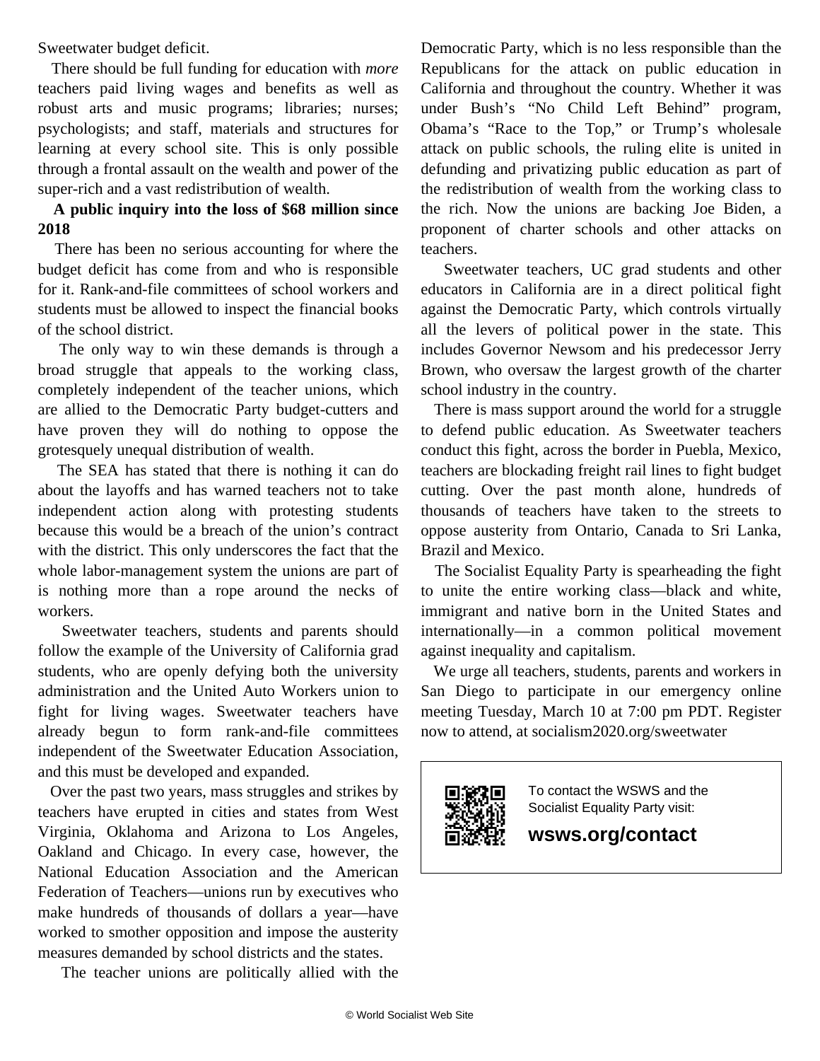Sweetwater budget deficit.

There should be full funding for education with *more* teachers paid living wages and benefits as well as robust arts and music programs; libraries; nurses; psychologists; and staff, materials and structures for learning at every school site. This is only possible through a frontal assault on the wealth and power of the super-rich and a vast redistribution of wealth.

**A public inquiry into the loss of $68 million since 2018**

There has been no serious accounting for where the budget deficit has come from and who is responsible for it. Rank-and-file committees of school workers and students must be allowed to inspect the financial books of the school district.

The only way to win these demands is through a broad struggle that appeals to the working class, completely independent of the teacher unions, which are allied to the Democratic Party budget-cutters and have proven they will do nothing to oppose the grotesquely unequal distribution of wealth.

The SEA has stated that there is nothing it can do about the layoffs and has warned teachers not to take independent action along with protesting students because this would be a breach of the union's contract with the district. This only underscores the fact that the whole labor-management system the unions are part of is nothing more than a rope around the necks of workers.

Sweetwater teachers, students and parents should follow the example of the University of California grad students, who are openly defying both the university administration and the United Auto Workers union to fight for living wages. Sweetwater teachers have already begun to form rank-and-file committees independent of the Sweetwater Education Association, and this must be developed and expanded.

Over the past two years, mass struggles and strikes by teachers have erupted in cities and states from West Virginia, Oklahoma and Arizona to Los Angeles, Oakland and Chicago. In every case, however, the National Education Association and the American Federation of Teachers—unions run by executives who make hundreds of thousands of dollars a year—have worked to smother opposition and impose the austerity measures demanded by school districts and the states.

The teacher unions are politically allied with the Democratic Party, which is no less responsible than the Republicans for the attack on public education in California and throughout the country. Whether it was under Bush's "No Child Left Behind" program, Obama's "Race to the Top," or Trump's wholesale attack on public schools, the ruling elite is united in defunding and privatizing public education as part of the redistribution of wealth from the working class to the rich. Now the unions are backing Joe Biden, a proponent of charter schools and other attacks on teachers.

Sweetwater teachers, UC grad students and other educators in California are in a direct political fight against the Democratic Party, which controls virtually all the levers of political power in the state. This includes Governor Newsom and his predecessor Jerry Brown, who oversaw the largest growth of the charter school industry in the country.

There is mass support around the world for a struggle to defend public education. As Sweetwater teachers conduct this fight, across the border in Puebla, Mexico, teachers are blockading freight rail lines to fight budget cutting. Over the past month alone, hundreds of thousands of teachers have taken to the streets to oppose austerity from Ontario, Canada to Sri Lanka, Brazil and Mexico.

The Socialist Equality Party is spearheading the fight to unite the entire working class—black and white, immigrant and native born in the United States and internationally—in a common political movement against inequality and capitalism.

We urge all teachers, students, parents and workers in San Diego to participate in our emergency online meeting Tuesday, March 10 at 7:00 pm PDT. Register now to attend, at socialism2020.org/sweetwater

To contact the WSWS and the Socialist Equality Party visit:

**wsws.org/contact**